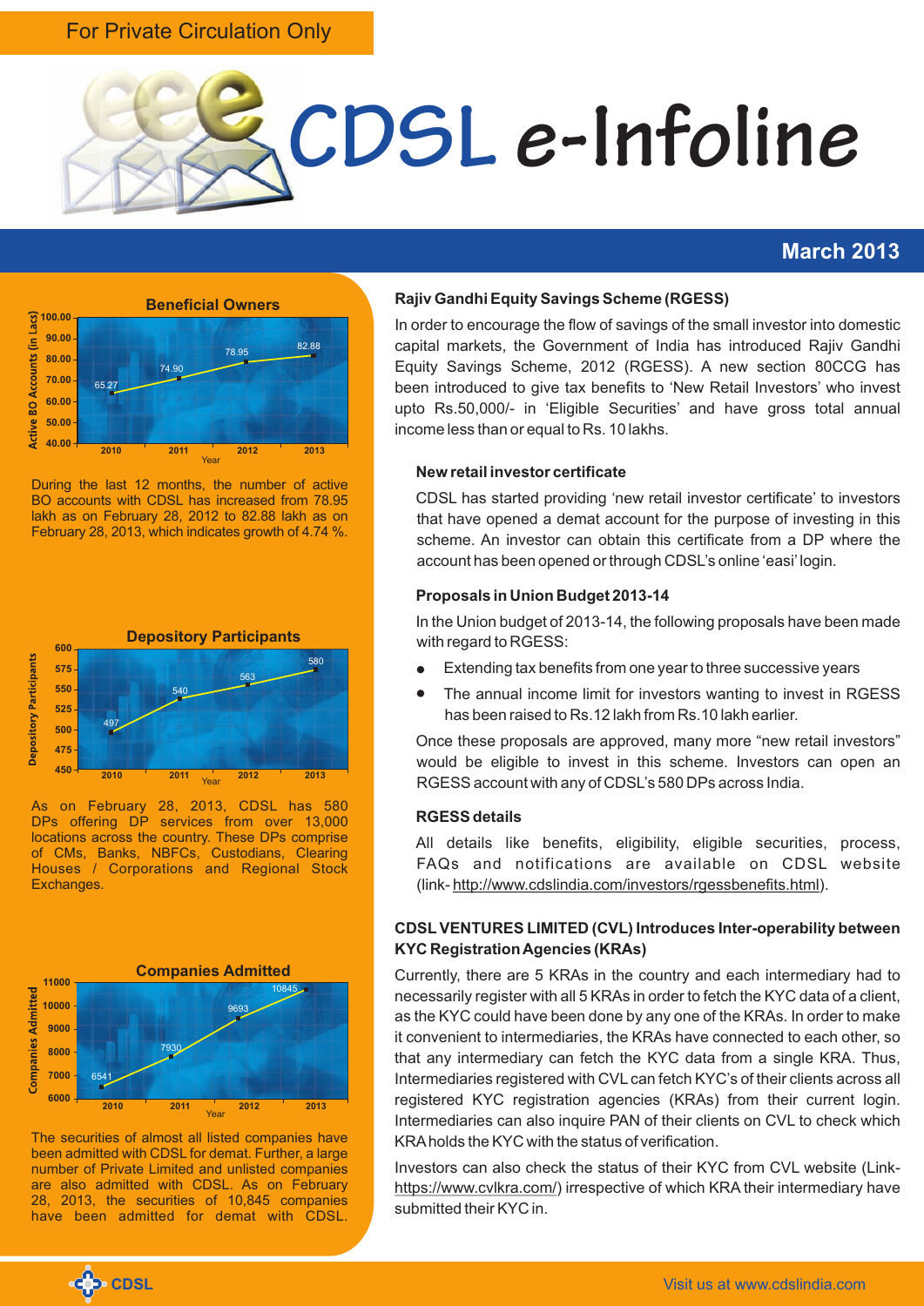For Private Circulation Only

# CDSL e-Infoline

**March 2013**

### Beneficial Owners

| Year | Active BO Accounts (in Lacs) |
|---|---|
| 2010 | 65.27 |
| 2011 | 74.90 |
| 2012 | 78.95 |
| 2013 | 82.88 |

During the last 12 months, the number of active BO accounts with CDSL has increased from 78.95 lakh as on February 28, 2012 to 82.88 lakh as on February 28, 2013, which indicates growth of 4.74 %.

### Depository Participants

| Year | Depository Participants |
|---|---|
| 2010 | 497 |
| 2011 | 540 |
| 2012 | 563 |
| 2013 | 580 |

As on February 28, 2013, CDSL has 580 DPs offering DP services from over 13,000 locations across the country. These DPs comprise of CMs, Banks, NBFCs, Custodians, Clearing Houses / Corporations and Regional Stock Exchanges.

### Companies Admitted

| Year | Companies Admitted |
|---|---|
| 2010 | 6541 |
| 2011 | 7930 |
| 2012 | 9693 |
| 2013 | 10845 |

The securities of almost all listed companies have been admitted with CDSL for demat. Further, a large number of Private Limited and unlisted companies are also admitted with CDSL. As on February 28, 2013, the securities of 10,845 companies have been admitted for demat with CDSL.

## Rajiv Gandhi Equity Savings Scheme (RGESS)

In order to encourage the flow of savings of the small investor into domestic capital markets, the Government of India has introduced Rajiv Gandhi Equity Savings Scheme, 2012 (RGESS). A new section 80CCG has been introduced to give tax benefits to 'New Retail Investors' who invest upto Rs.50,000/- in 'Eligible Securities' and have gross total annual income less than or equal to Rs. 10 lakhs.

### New retail investor certificate

CDSL has started providing 'new retail investor certificate' to investors that have opened a demat account for the purpose of investing in this scheme. An investor can obtain this certificate from a DP where the account has been opened or through CDSL's online 'easi' login.

### Proposals in Union Budget 2013-14

In the Union budget of 2013-14, the following proposals have been made with regard to RGESS:

- Extending tax benefits from one year to three successive years
- The annual income limit for investors wanting to invest in RGESS has been raised to Rs.12 lakh from Rs.10 lakh earlier.

Once these proposals are approved, many more "new retail investors" would be eligible to invest in this scheme. Investors can open an RGESS account with any of CDSL's 580 DPs across India.

### RGESS details

All details like benefits, eligibility, eligible securities, process, FAQs and notifications are available on CDSL website (link- http://www.cdslindia.com/investors/rgessbenefits.html).

## CDSL VENTURES LIMITED (CVL) Introduces Inter-operability between KYC Registration Agencies (KRAs)

Currently, there are 5 KRAs in the country and each intermediary had to necessarily register with all 5 KRAs in order to fetch the KYC data of a client, as the KYC could have been done by any one of the KRAs. In order to make it convenient to intermediaries, the KRAs have connected to each other, so that any intermediary can fetch the KYC data from a single KRA. Thus, Intermediaries registered with CVL can fetch KYC's of their clients across all registered KYC registration agencies (KRAs) from their current login. Intermediaries can also inquire PAN of their clients on CVL to check which KRA holds the KYC with the status of verification.

Investors can also check the status of their KYC from CVL website (Link- https://www.cvlkra.com/) irrespective of which KRA their intermediary have submitted their KYC in.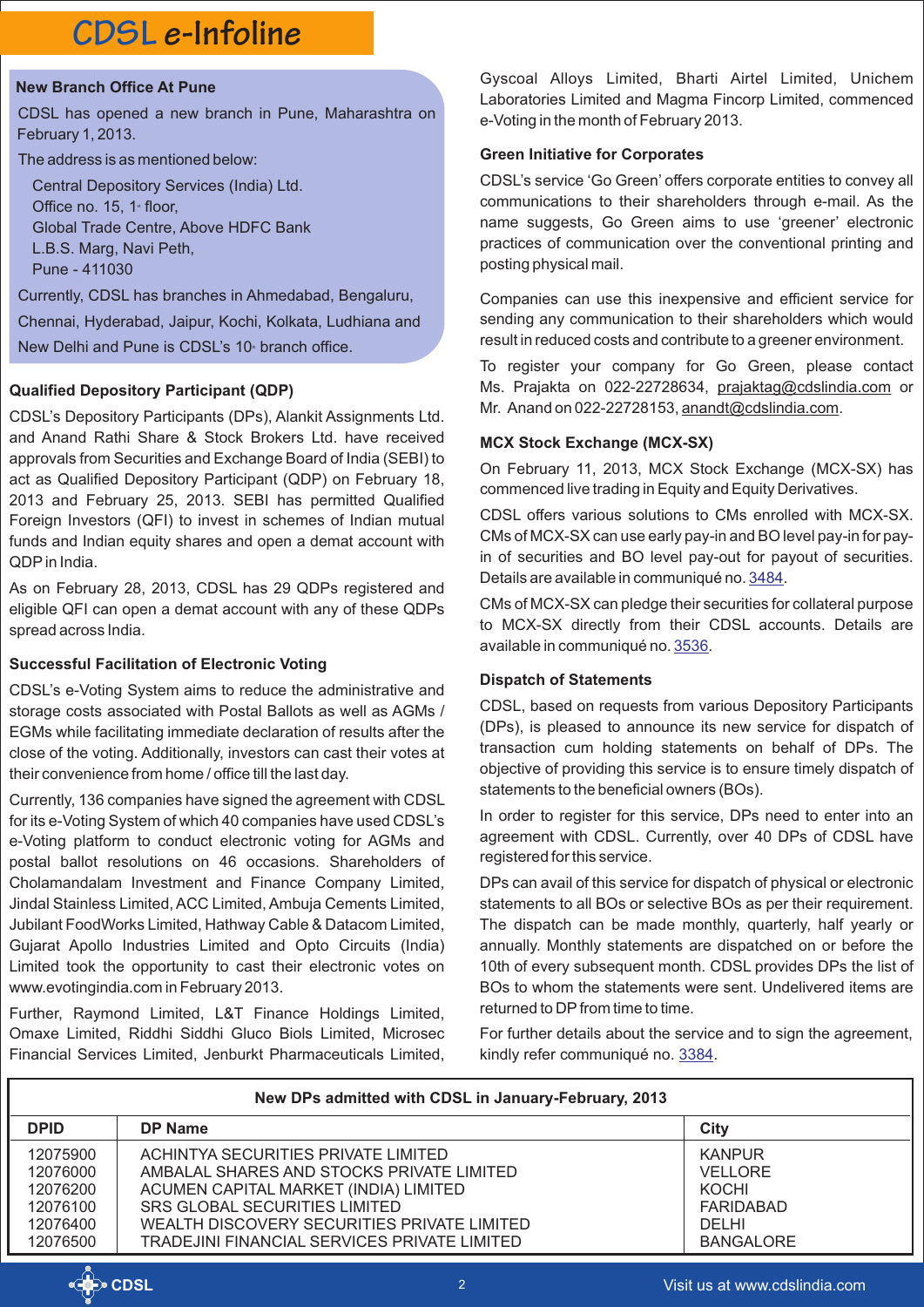# CDSL e-Infoline

### New Branch Office At Pune

CDSL has opened a new branch in Pune, Maharashtra on February 1, 2013.

The address is as mentioned below:

Central Depository Services (India) Ltd.
Office no. 15, 1st floor,
Global Trade Centre, Above HDFC Bank
L.B.S. Marg, Navi Peth,
Pune - 411030

Currently, CDSL has branches in Ahmedabad, Bengaluru, Chennai, Hyderabad, Jaipur, Kochi, Kolkata, Ludhiana and New Delhi and Pune is CDSL's 10th branch office.

### Qualified Depository Participant (QDP)

CDSL's Depository Participants (DPs), Alankit Assignments Ltd. and Anand Rathi Share & Stock Brokers Ltd. have received approvals from Securities and Exchange Board of India (SEBI) to act as Qualified Depository Participant (QDP) on February 18, 2013 and February 25, 2013. SEBI has permitted Qualified Foreign Investors (QFI) to invest in schemes of Indian mutual funds and Indian equity shares and open a demat account with QDP in India.

As on February 28, 2013, CDSL has 29 QDPs registered and eligible QFI can open a demat account with any of these QDPs spread across India.

### Successful Facilitation of Electronic Voting

CDSL's e-Voting System aims to reduce the administrative and storage costs associated with Postal Ballots as well as AGMs / EGMs while facilitating immediate declaration of results after the close of the voting. Additionally, investors can cast their votes at their convenience from home / office till the last day.

Currently, 136 companies have signed the agreement with CDSL for its e-Voting System of which 40 companies have used CDSL's e-Voting platform to conduct electronic voting for AGMs and postal ballot resolutions on 46 occasions. Shareholders of Cholamandalam Investment and Finance Company Limited, Jindal Stainless Limited, ACC Limited, Ambuja Cements Limited, Jubilant FoodWorks Limited, Hathway Cable & Datacom Limited, Gujarat Apollo Industries Limited and Opto Circuits (India) Limited took the opportunity to cast their electronic votes on www.evotingindia.com in February 2013.

Further, Raymond Limited, L&T Finance Holdings Limited, Omaxe Limited, Riddhi Siddhi Gluco Biols Limited, Microsec Financial Services Limited, Jenburkt Pharmaceuticals Limited, Gyscoal Alloys Limited, Bharti Airtel Limited, Unichem Laboratories Limited and Magma Fincorp Limited, commenced e-Voting in the month of February 2013.

### Green Initiative for Corporates

CDSL's service 'Go Green' offers corporate entities to convey all communications to their shareholders through e-mail. As the name suggests, Go Green aims to use 'greener' electronic practices of communication over the conventional printing and posting physical mail.

Companies can use this inexpensive and efficient service for sending any communication to their shareholders which would result in reduced costs and contribute to a greener environment.

To register your company for Go Green, please contact Ms. Prajakta on 022-22728634, prajaktag@cdslindia.com or Mr. Anand on 022-22728153, anandt@cdslindia.com.

### MCX Stock Exchange (MCX-SX)

On February 11, 2013, MCX Stock Exchange (MCX-SX) has commenced live trading in Equity and Equity Derivatives.

CDSL offers various solutions to CMs enrolled with MCX-SX. CMs of MCX-SX can use early pay-in and BO level pay-in for pay-in of securities and BO level pay-out for payout of securities. Details are available in communiqué no. 3484.

CMs of MCX-SX can pledge their securities for collateral purpose to MCX-SX directly from their CDSL accounts. Details are available in communiqué no. 3536.

### Dispatch of Statements

CDSL, based on requests from various Depository Participants (DPs), is pleased to announce its new service for dispatch of transaction cum holding statements on behalf of DPs. The objective of providing this service is to ensure timely dispatch of statements to the beneficial owners (BOs).

In order to register for this service, DPs need to enter into an agreement with CDSL. Currently, over 40 DPs of CDSL have registered for this service.

DPs can avail of this service for dispatch of physical or electronic statements to all BOs or selective BOs as per their requirement. The dispatch can be made monthly, quarterly, half yearly or annually. Monthly statements are dispatched on or before the 10th of every subsequent month. CDSL provides DPs the list of BOs to whom the statements were sent. Undelivered items are returned to DP from time to time.

For further details about the service and to sign the agreement, kindly refer communiqué no. 3384.

**New DPs admitted with CDSL in January-February, 2013**

| DPID | DP Name | City |
|---|---|---|
| 12075900 | ACHINTYA SECURITIES PRIVATE LIMITED | KANPUR |
| 12076000 | AMBALAL SHARES AND STOCKS PRIVATE LIMITED | VELLORE |
| 12076200 | ACUMEN CAPITAL MARKET (INDIA) LIMITED | KOCHI |
| 12076100 | SRS GLOBAL SECURITIES LIMITED | FARIDABAD |
| 12076400 | WEALTH DISCOVERY SECURITIES PRIVATE LIMITED | DELHI |
| 12076500 | TRADEJINI FINANCIAL SERVICES PRIVATE LIMITED | BANGALORE |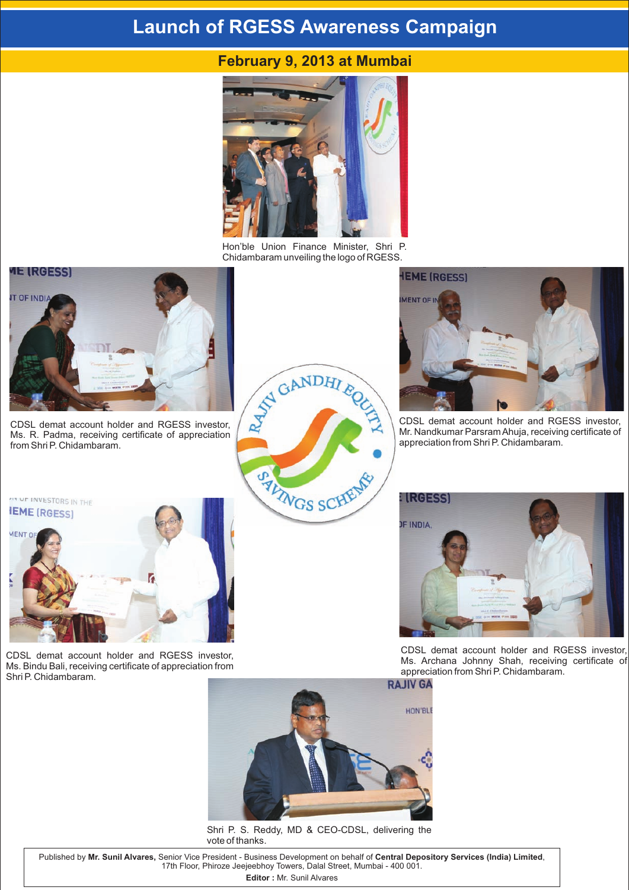# Launch of RGESS Awareness Campaign

## February 9, 2013 at Mumbai

Hon'ble Union Finance Minister, Shri P. Chidambaram unveiling the logo of RGESS.

CDSL demat account holder and RGESS investor, Ms. R. Padma, receiving certificate of appreciation from Shri P. Chidambaram.

CDSL demat account holder and RGESS investor, Mr. Nandkumar Parsram Ahuja, receiving certificate of appreciation from Shri P. Chidambaram.

CDSL demat account holder and RGESS investor, Ms. Bindu Bali, receiving certificate of appreciation from Shri P. Chidambaram.

CDSL demat account holder and RGESS investor, Ms. Archana Johnny Shah, receiving certificate of appreciation from Shri P. Chidambaram.

Shri P. S. Reddy, MD & CEO-CDSL, delivering the vote of thanks.

Published by **Mr. Sunil Alvares,** Senior Vice President - Business Development on behalf of **Central Depository Services (India) Limited**, 17th Floor, Phiroze Jeejeebhoy Towers, Dalal Street, Mumbai - 400 001.

**Editor :** Mr. Sunil Alvares